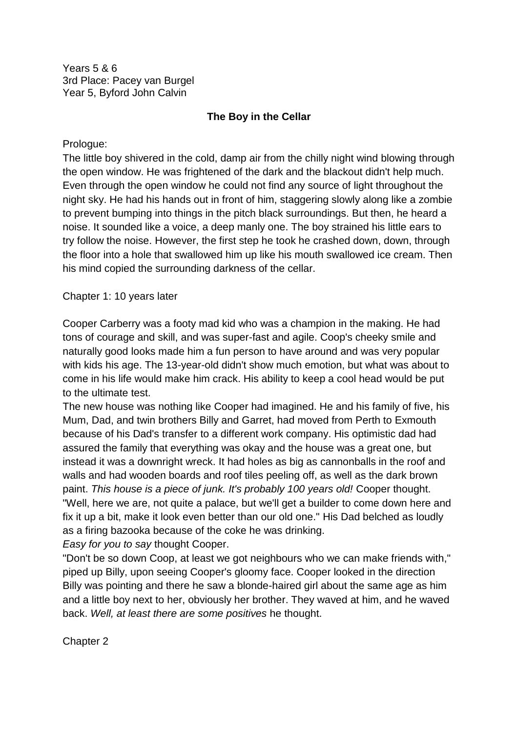Years 5 & 6
3rd Place: Pacey van Burgel
Year 5, Byford John Calvin

# The Boy in the Cellar

Prologue:

The little boy shivered in the cold, damp air from the chilly night wind blowing through the open window. He was frightened of the dark and the blackout didn't help much. Even through the open window he could not find any source of light throughout the night sky. He had his hands out in front of him, staggering slowly along like a zombie to prevent bumping into things in the pitch black surroundings. But then, he heard a noise. It sounded like a voice, a deep manly one. The boy strained his little ears to try follow the noise. However, the first step he took he crashed down, down, through the floor into a hole that swallowed him up like his mouth swallowed ice cream. Then his mind copied the surrounding darkness of the cellar.

Chapter 1: 10 years later

Cooper Carberry was a footy mad kid who was a champion in the making. He had tons of courage and skill, and was super-fast and agile. Coop's cheeky smile and naturally good looks made him a fun person to have around and was very popular with kids his age. The 13-year-old didn't show much emotion, but what was about to come in his life would make him crack. His ability to keep a cool head would be put to the ultimate test.

The new house was nothing like Cooper had imagined. He and his family of five, his Mum, Dad, and twin brothers Billy and Garret, had moved from Perth to Exmouth because of his Dad's transfer to a different work company. His optimistic dad had assured the family that everything was okay and the house was a great one, but instead it was a downright wreck. It had holes as big as cannonballs in the roof and walls and had wooden boards and roof tiles peeling off, as well as the dark brown paint. *This house is a piece of junk. It's probably 100 years old!* Cooper thought.

"Well, here we are, not quite a palace, but we'll get a builder to come down here and fix it up a bit, make it look even better than our old one." His Dad belched as loudly as a firing bazooka because of the coke he was drinking.

*Easy for you to say* thought Cooper.

"Don't be so down Coop, at least we got neighbours who we can make friends with," piped up Billy, upon seeing Cooper's gloomy face. Cooper looked in the direction Billy was pointing and there he saw a blonde-haired girl about the same age as him and a little boy next to her, obviously her brother. They waved at him, and he waved back. *Well, at least there are some positives* he thought.

Chapter 2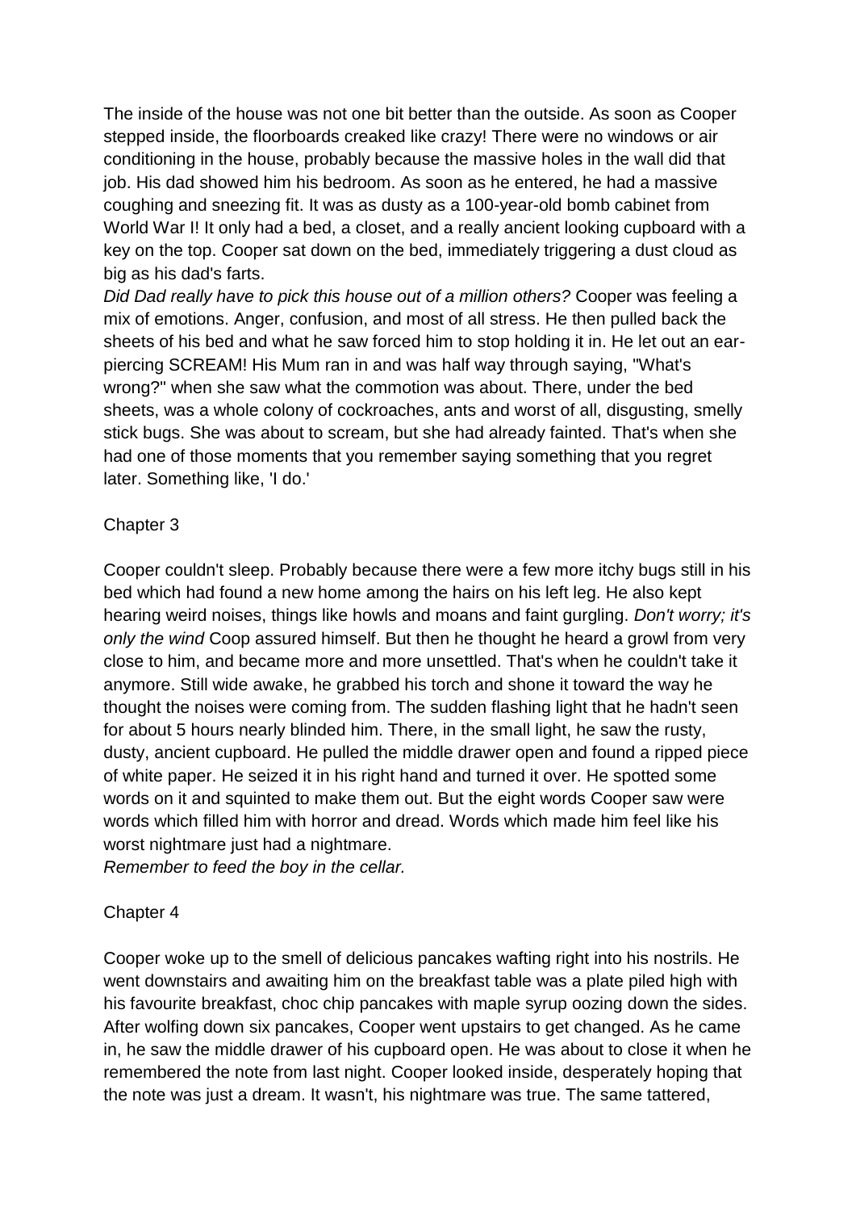The inside of the house was not one bit better than the outside. As soon as Cooper stepped inside, the floorboards creaked like crazy! There were no windows or air conditioning in the house, probably because the massive holes in the wall did that job. His dad showed him his bedroom. As soon as he entered, he had a massive coughing and sneezing fit. It was as dusty as a 100-year-old bomb cabinet from World War I! It only had a bed, a closet, and a really ancient looking cupboard with a key on the top. Cooper sat down on the bed, immediately triggering a dust cloud as big as his dad's farts.

*Did Dad really have to pick this house out of a million others?* Cooper was feeling a mix of emotions. Anger, confusion, and most of all stress. He then pulled back the sheets of his bed and what he saw forced him to stop holding it in. He let out an ear-piercing SCREAM! His Mum ran in and was half way through saying, "What's wrong?" when she saw what the commotion was about. There, under the bed sheets, was a whole colony of cockroaches, ants and worst of all, disgusting, smelly stick bugs. She was about to scream, but she had already fainted. That's when she had one of those moments that you remember saying something that you regret later. Something like, 'I do.'

## Chapter 3

Cooper couldn't sleep. Probably because there were a few more itchy bugs still in his bed which had found a new home among the hairs on his left leg. He also kept hearing weird noises, things like howls and moans and faint gurgling. *Don't worry; it's only the wind* Coop assured himself. But then he thought he heard a growl from very close to him, and became more and more unsettled. That's when he couldn't take it anymore. Still wide awake, he grabbed his torch and shone it toward the way he thought the noises were coming from. The sudden flashing light that he hadn't seen for about 5 hours nearly blinded him. There, in the small light, he saw the rusty, dusty, ancient cupboard. He pulled the middle drawer open and found a ripped piece of white paper. He seized it in his right hand and turned it over. He spotted some words on it and squinted to make them out. But the eight words Cooper saw were words which filled him with horror and dread. Words which made him feel like his worst nightmare just had a nightmare.

*Remember to feed the boy in the cellar.*

## Chapter 4

Cooper woke up to the smell of delicious pancakes wafting right into his nostrils. He went downstairs and awaiting him on the breakfast table was a plate piled high with his favourite breakfast, choc chip pancakes with maple syrup oozing down the sides. After wolfing down six pancakes, Cooper went upstairs to get changed. As he came in, he saw the middle drawer of his cupboard open. He was about to close it when he remembered the note from last night. Cooper looked inside, desperately hoping that the note was just a dream. It wasn't, his nightmare was true. The same tattered,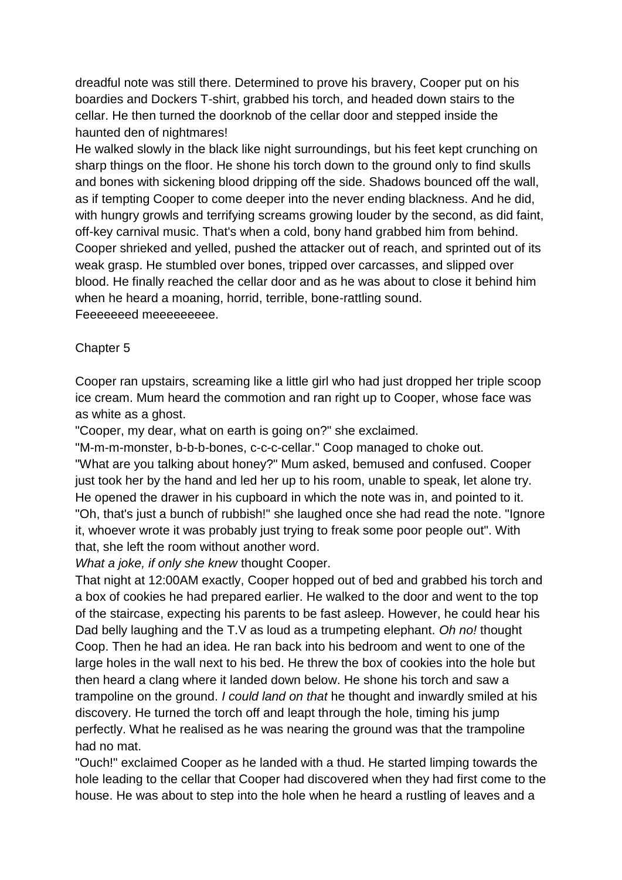dreadful note was still there. Determined to prove his bravery, Cooper put on his boardies and Dockers T-shirt, grabbed his torch, and headed down stairs to the cellar. He then turned the doorknob of the cellar door and stepped inside the haunted den of nightmares!

He walked slowly in the black like night surroundings, but his feet kept crunching on sharp things on the floor. He shone his torch down to the ground only to find skulls and bones with sickening blood dripping off the side. Shadows bounced off the wall, as if tempting Cooper to come deeper into the never ending blackness. And he did, with hungry growls and terrifying screams growing louder by the second, as did faint, off-key carnival music. That's when a cold, bony hand grabbed him from behind. Cooper shrieked and yelled, pushed the attacker out of reach, and sprinted out of its weak grasp. He stumbled over bones, tripped over carcasses, and slipped over blood. He finally reached the cellar door and as he was about to close it behind him when he heard a moaning, horrid, terrible, bone-rattling sound.

Feeeeeeed meeeeeeeee.

## Chapter 5

Cooper ran upstairs, screaming like a little girl who had just dropped her triple scoop ice cream. Mum heard the commotion and ran right up to Cooper, whose face was as white as a ghost.

"Cooper, my dear, what on earth is going on?" she exclaimed.

"M-m-m-monster, b-b-b-bones, c-c-c-cellar." Coop managed to choke out.

"What are you talking about honey?" Mum asked, bemused and confused. Cooper just took her by the hand and led her up to his room, unable to speak, let alone try. He opened the drawer in his cupboard in which the note was in, and pointed to it. "Oh, that's just a bunch of rubbish!" she laughed once she had read the note. "Ignore it, whoever wrote it was probably just trying to freak some poor people out". With that, she left the room without another word.

*What a joke, if only she knew* thought Cooper.

That night at 12:00AM exactly, Cooper hopped out of bed and grabbed his torch and a box of cookies he had prepared earlier. He walked to the door and went to the top of the staircase, expecting his parents to be fast asleep. However, he could hear his Dad belly laughing and the T.V as loud as a trumpeting elephant. *Oh no!* thought Coop. Then he had an idea. He ran back into his bedroom and went to one of the large holes in the wall next to his bed. He threw the box of cookies into the hole but then heard a clang where it landed down below. He shone his torch and saw a trampoline on the ground. *I could land on that* he thought and inwardly smiled at his discovery. He turned the torch off and leapt through the hole, timing his jump perfectly. What he realised as he was nearing the ground was that the trampoline had no mat.

"Ouch!" exclaimed Cooper as he landed with a thud. He started limping towards the hole leading to the cellar that Cooper had discovered when they had first come to the house. He was about to step into the hole when he heard a rustling of leaves and a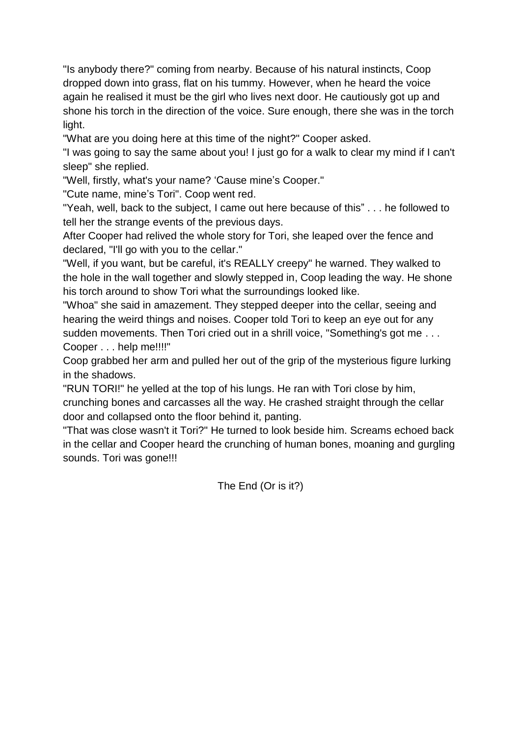"Is anybody there?" coming from nearby. Because of his natural instincts, Coop dropped down into grass, flat on his tummy. However, when he heard the voice again he realised it must be the girl who lives next door. He cautiously got up and shone his torch in the direction of the voice. Sure enough, there she was in the torch light.

"What are you doing here at this time of the night?" Cooper asked.

"I was going to say the same about you! I just go for a walk to clear my mind if I can't sleep" she replied.

"Well, firstly, what's your name? 'Cause mine's Cooper."

"Cute name, mine's Tori". Coop went red.

"Yeah, well, back to the subject, I came out here because of this" . . . he followed to tell her the strange events of the previous days.

After Cooper had relived the whole story for Tori, she leaped over the fence and declared, "I'll go with you to the cellar."

"Well, if you want, but be careful, it's REALLY creepy" he warned. They walked to the hole in the wall together and slowly stepped in, Coop leading the way. He shone his torch around to show Tori what the surroundings looked like.

"Whoa" she said in amazement. They stepped deeper into the cellar, seeing and hearing the weird things and noises. Cooper told Tori to keep an eye out for any sudden movements. Then Tori cried out in a shrill voice, "Something's got me . . . Cooper . . . help me!!!!"

Coop grabbed her arm and pulled her out of the grip of the mysterious figure lurking in the shadows.

"RUN TORI!" he yelled at the top of his lungs. He ran with Tori close by him, crunching bones and carcasses all the way. He crashed straight through the cellar door and collapsed onto the floor behind it, panting.

"That was close wasn't it Tori?" He turned to look beside him. Screams echoed back in the cellar and Cooper heard the crunching of human bones, moaning and gurgling sounds. Tori was gone!!!

The End (Or is it?)